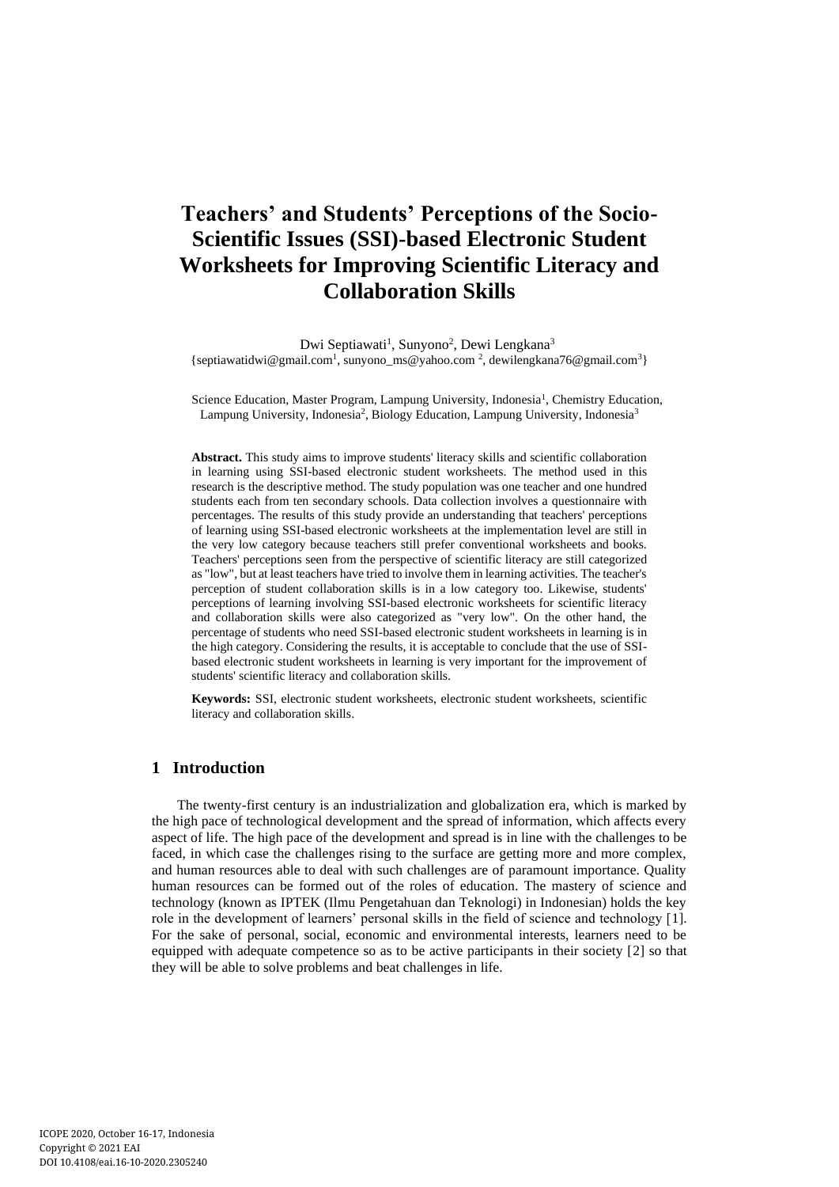# Teachers' and Students' Perceptions of the Socio-Scientific Issues (SSI)-based Electronic Student Worksheets for Improving Scientific Literacy and Collaboration Skills

Dwi Septiawati[1], Sunyono[2], Dewi Lengkana[3]

{septiawatidwi@gmail.com[1], sunyono_ms@yahoo.com [2], dewilengkana76@gmail.com[3]}

Science Education, Master Program, Lampung University, Indonesia[1], Chemistry Education, Lampung University, Indonesia[2], Biology Education, Lampung University, Indonesia[3]

**Abstract.** This study aims to improve students' literacy skills and scientific collaboration in learning using SSI-based electronic student worksheets. The method used in this research is the descriptive method. The study population was one teacher and one hundred students each from ten secondary schools. Data collection involves a questionnaire with percentages. The results of this study provide an understanding that teachers' perceptions of learning using SSI-based electronic worksheets at the implementation level are still in the very low category because teachers still prefer conventional worksheets and books. Teachers' perceptions seen from the perspective of scientific literacy are still categorized as "low", but at least teachers have tried to involve them in learning activities. The teacher's perception of student collaboration skills is in a low category too. Likewise, students' perceptions of learning involving SSI-based electronic worksheets for scientific literacy and collaboration skills were also categorized as "very low". On the other hand, the percentage of students who need SSI-based electronic student worksheets in learning is in the high category. Considering the results, it is acceptable to conclude that the use of SSI-based electronic student worksheets in learning is very important for the improvement of students' scientific literacy and collaboration skills.

**Keywords:** SSI, electronic student worksheets, electronic student worksheets, scientific literacy and collaboration skills.

## 1 Introduction

The twenty-first century is an industrialization and globalization era, which is marked by the high pace of technological development and the spread of information, which affects every aspect of life. The high pace of the development and spread is in line with the challenges to be faced, in which case the challenges rising to the surface are getting more and more complex, and human resources able to deal with such challenges are of paramount importance. Quality human resources can be formed out of the roles of education. The mastery of science and technology (known as IPTEK (Ilmu Pengetahuan dan Teknologi) in Indonesian) holds the key role in the development of learners' personal skills in the field of science and technology [1]. For the sake of personal, social, economic and environmental interests, learners need to be equipped with adequate competence so as to be active participants in their society [2] so that they will be able to solve problems and beat challenges in life.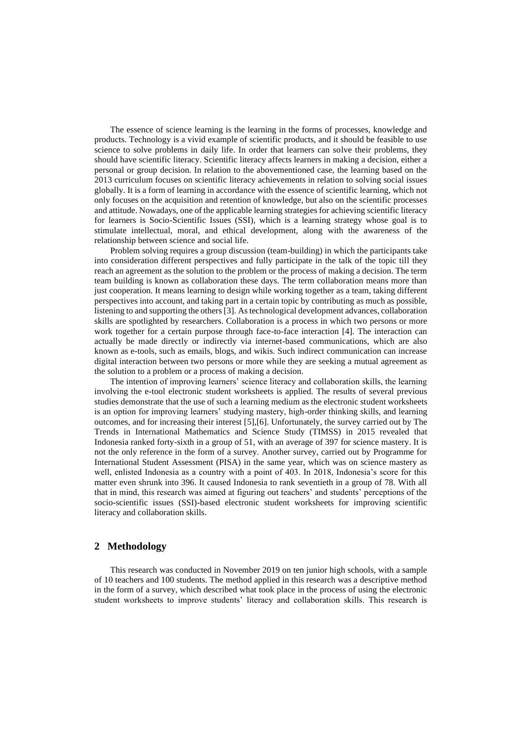The essence of science learning is the learning in the forms of processes, knowledge and products. Technology is a vivid example of scientific products, and it should be feasible to use science to solve problems in daily life. In order that learners can solve their problems, they should have scientific literacy. Scientific literacy affects learners in making a decision, either a personal or group decision. In relation to the abovementioned case, the learning based on the 2013 curriculum focuses on scientific literacy achievements in relation to solving social issues globally. It is a form of learning in accordance with the essence of scientific learning, which not only focuses on the acquisition and retention of knowledge, but also on the scientific processes and attitude. Nowadays, one of the applicable learning strategies for achieving scientific literacy for learners is Socio-Scientific Issues (SSI), which is a learning strategy whose goal is to stimulate intellectual, moral, and ethical development, along with the awareness of the relationship between science and social life.

Problem solving requires a group discussion (team-building) in which the participants take into consideration different perspectives and fully participate in the talk of the topic till they reach an agreement as the solution to the problem or the process of making a decision. The term team building is known as collaboration these days. The term collaboration means more than just cooperation. It means learning to design while working together as a team, taking different perspectives into account, and taking part in a certain topic by contributing as much as possible, listening to and supporting the others [3]. As technological development advances, collaboration skills are spotlighted by researchers. Collaboration is a process in which two persons or more work together for a certain purpose through face-to-face interaction [4]. The interaction can actually be made directly or indirectly via internet-based communications, which are also known as e-tools, such as emails, blogs, and wikis. Such indirect communication can increase digital interaction between two persons or more while they are seeking a mutual agreement as the solution to a problem or a process of making a decision.

The intention of improving learners' science literacy and collaboration skills, the learning involving the e-tool electronic student worksheets is applied. The results of several previous studies demonstrate that the use of such a learning medium as the electronic student worksheets is an option for improving learners' studying mastery, high-order thinking skills, and learning outcomes, and for increasing their interest [5],[6]. Unfortunately, the survey carried out by The Trends in International Mathematics and Science Study (TIMSS) in 2015 revealed that Indonesia ranked forty-sixth in a group of 51, with an average of 397 for science mastery. It is not the only reference in the form of a survey. Another survey, carried out by Programme for International Student Assessment (PISA) in the same year, which was on science mastery as well, enlisted Indonesia as a country with a point of 403. In 2018, Indonesia's score for this matter even shrunk into 396. It caused Indonesia to rank seventieth in a group of 78. With all that in mind, this research was aimed at figuring out teachers' and students' perceptions of the socio-scientific issues (SSI)-based electronic student worksheets for improving scientific literacy and collaboration skills.

## 2 Methodology

This research was conducted in November 2019 on ten junior high schools, with a sample of 10 teachers and 100 students. The method applied in this research was a descriptive method in the form of a survey, which described what took place in the process of using the electronic student worksheets to improve students' literacy and collaboration skills. This research is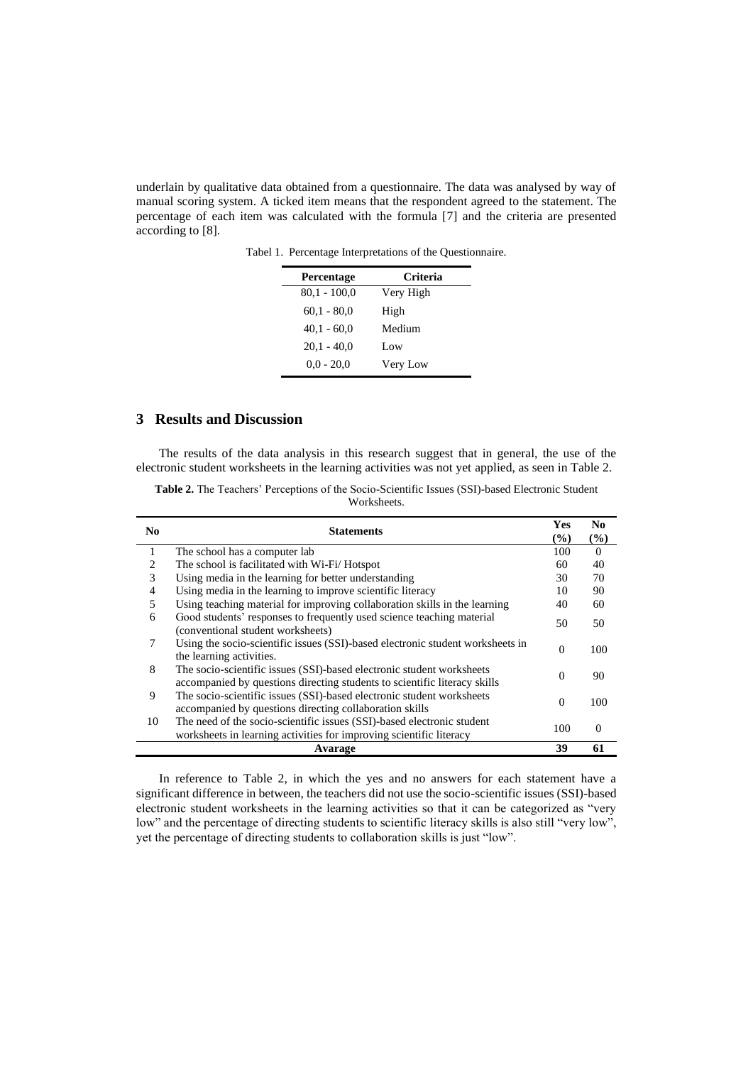underlain by qualitative data obtained from a questionnaire. The data was analysed by way of manual scoring system. A ticked item means that the respondent agreed to the statement. The percentage of each item was calculated with the formula [7] and the criteria are presented according to [8].

Tabel 1. Percentage Interpretations of the Questionnaire.

| Percentage | Criteria |
|---|---|
| 80,1 - 100,0 | Very High |
| 60,1 - 80,0 | High |
| 40,1 - 60,0 | Medium |
| 20,1 - 40,0 | Low |
| 0,0 - 20,0 | Very Low |

## 3 Results and Discussion

The results of the data analysis in this research suggest that in general, the use of the electronic student worksheets in the learning activities was not yet applied, as seen in Table 2.

**Table 2.** The Teachers' Perceptions of the Socio-Scientific Issues (SSI)-based Electronic Student Worksheets.

| No | Statements | Yes (%) | No (%) |
|---|---|---|---|
| 1 | The school has a computer lab | 100 | 0 |
| 2 | The school is facilitated with Wi-Fi/ Hotspot | 60 | 40 |
| 3 | Using media in the learning for better understanding | 30 | 70 |
| 4 | Using media in the learning to improve scientific literacy | 10 | 90 |
| 5 | Using teaching material for improving collaboration skills in the learning | 40 | 60 |
| 6 | Good students' responses to frequently used science teaching material (conventional student worksheets) | 50 | 50 |
| 7 | Using the socio-scientific issues (SSI)-based electronic student worksheets in the learning activities. | 0 | 100 |
| 8 | The socio-scientific issues (SSI)-based electronic student worksheets accompanied by questions directing students to scientific literacy skills | 0 | 90 |
| 9 | The socio-scientific issues (SSI)-based electronic student worksheets accompanied by questions directing collaboration skills | 0 | 100 |
| 10 | The need of the socio-scientific issues (SSI)-based electronic student worksheets in learning activities for improving scientific literacy | 100 | 0 |
| | **Avarage** | **39** | **61** |

In reference to Table 2, in which the yes and no answers for each statement have a significant difference in between, the teachers did not use the socio-scientific issues (SSI)-based electronic student worksheets in the learning activities so that it can be categorized as "very low" and the percentage of directing students to scientific literacy skills is also still "very low", yet the percentage of directing students to collaboration skills is just "low".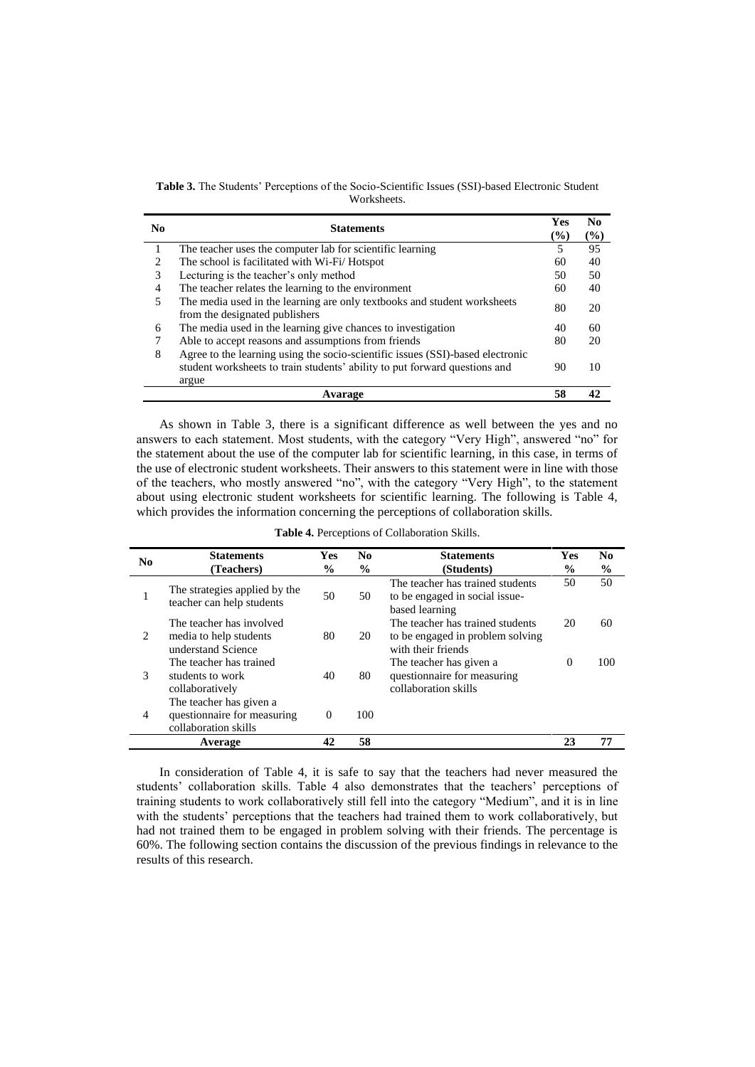**Table 3.** The Students' Perceptions of the Socio-Scientific Issues (SSI)-based Electronic Student Worksheets.

| No | Statements | Yes (%) | No (%) |
|---|---|---|---|
| 1 | The teacher uses the computer lab for scientific learning | 5 | 95 |
| 2 | The school is facilitated with Wi-Fi/ Hotspot | 60 | 40 |
| 3 | Lecturing is the teacher's only method | 50 | 50 |
| 4 | The teacher relates the learning to the environment | 60 | 40 |
| 5 | The media used in the learning are only textbooks and student worksheets from the designated publishers | 80 | 20 |
| 6 | The media used in the learning give chances to investigation | 40 | 60 |
| 7 | Able to accept reasons and assumptions from friends | 80 | 20 |
| 8 | Agree to the learning using the socio-scientific issues (SSI)-based electronic student worksheets to train students' ability to put forward questions and argue | 90 | 10 |
| | **Avarage** | **58** | **42** |

As shown in Table 3, there is a significant difference as well between the yes and no answers to each statement. Most students, with the category "Very High", answered "no" for the statement about the use of the computer lab for scientific learning, in this case, in terms of the use of electronic student worksheets. Their answers to this statement were in line with those of the teachers, who mostly answered "no", with the category "Very High", to the statement about using electronic student worksheets for scientific learning. The following is Table 4, which provides the information concerning the perceptions of collaboration skills.

**Table 4.** Perceptions of Collaboration Skills.

| No | Statements (Teachers) | Yes % | No % | Statements (Students) | Yes % | No % |
|---|---|---|---|---|---|---|
| 1 | The strategies applied by the teacher can help students | 50 | 50 | The teacher has trained students to be engaged in social issue-based learning | 50 | 50 |
| 2 | The teacher has involved media to help students understand Science | 80 | 20 | The teacher has trained students to be engaged in problem solving with their friends | 20 | 60 |
| 3 | The teacher has trained students to work collaboratively | 40 | 80 | The teacher has given a questionnaire for measuring collaboration skills | 0 | 100 |
| 4 | The teacher has given a questionnaire for measuring collaboration skills | 0 | 100 | | | |
| | **Average** | **42** | **58** | | **23** | **77** |

In consideration of Table 4, it is safe to say that the teachers had never measured the students' collaboration skills. Table 4 also demonstrates that the teachers' perceptions of training students to work collaboratively still fell into the category "Medium", and it is in line with the students' perceptions that the teachers had trained them to work collaboratively, but had not trained them to be engaged in problem solving with their friends. The percentage is 60%. The following section contains the discussion of the previous findings in relevance to the results of this research.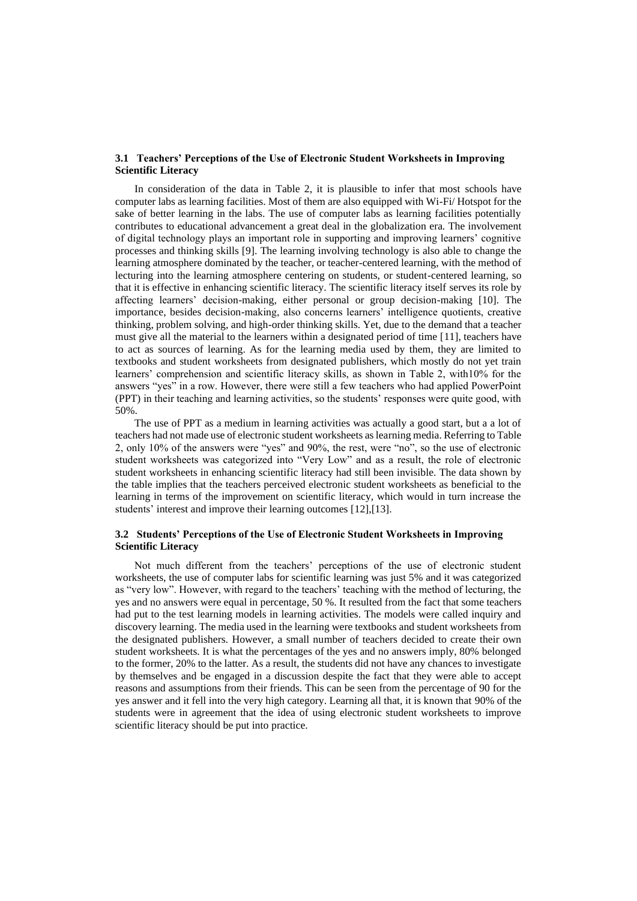### 3.1 Teachers' Perceptions of the Use of Electronic Student Worksheets in Improving Scientific Literacy

In consideration of the data in Table 2, it is plausible to infer that most schools have computer labs as learning facilities. Most of them are also equipped with Wi-Fi/ Hotspot for the sake of better learning in the labs. The use of computer labs as learning facilities potentially contributes to educational advancement a great deal in the globalization era. The involvement of digital technology plays an important role in supporting and improving learners' cognitive processes and thinking skills [9]. The learning involving technology is also able to change the learning atmosphere dominated by the teacher, or teacher-centered learning, with the method of lecturing into the learning atmosphere centering on students, or student-centered learning, so that it is effective in enhancing scientific literacy. The scientific literacy itself serves its role by affecting learners' decision-making, either personal or group decision-making [10]. The importance, besides decision-making, also concerns learners' intelligence quotients, creative thinking, problem solving, and high-order thinking skills. Yet, due to the demand that a teacher must give all the material to the learners within a designated period of time [11], teachers have to act as sources of learning. As for the learning media used by them, they are limited to textbooks and student worksheets from designated publishers, which mostly do not yet train learners' comprehension and scientific literacy skills, as shown in Table 2, with10% for the answers "yes" in a row. However, there were still a few teachers who had applied PowerPoint (PPT) in their teaching and learning activities, so the students' responses were quite good, with 50%.

The use of PPT as a medium in learning activities was actually a good start, but a a lot of teachers had not made use of electronic student worksheets as learning media. Referring to Table 2, only 10% of the answers were "yes" and 90%, the rest, were "no", so the use of electronic student worksheets was categorized into "Very Low" and as a result, the role of electronic student worksheets in enhancing scientific literacy had still been invisible. The data shown by the table implies that the teachers perceived electronic student worksheets as beneficial to the learning in terms of the improvement on scientific literacy, which would in turn increase the students' interest and improve their learning outcomes [12],[13].

### 3.2 Students' Perceptions of the Use of Electronic Student Worksheets in Improving Scientific Literacy

Not much different from the teachers' perceptions of the use of electronic student worksheets, the use of computer labs for scientific learning was just 5% and it was categorized as "very low". However, with regard to the teachers' teaching with the method of lecturing, the yes and no answers were equal in percentage, 50 %. It resulted from the fact that some teachers had put to the test learning models in learning activities. The models were called inquiry and discovery learning. The media used in the learning were textbooks and student worksheets from the designated publishers. However, a small number of teachers decided to create their own student worksheets. It is what the percentages of the yes and no answers imply, 80% belonged to the former, 20% to the latter. As a result, the students did not have any chances to investigate by themselves and be engaged in a discussion despite the fact that they were able to accept reasons and assumptions from their friends. This can be seen from the percentage of 90 for the yes answer and it fell into the very high category. Learning all that, it is known that 90% of the students were in agreement that the idea of using electronic student worksheets to improve scientific literacy should be put into practice.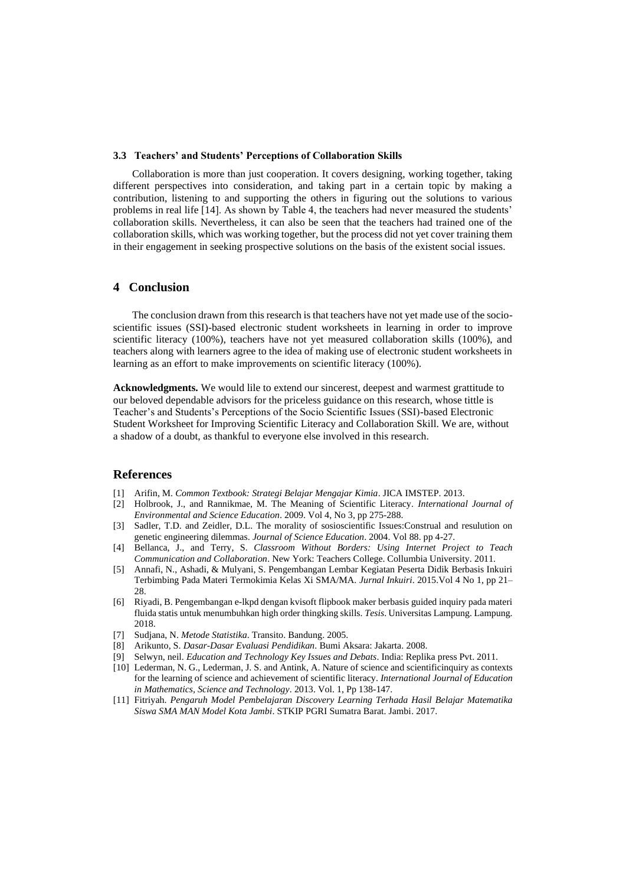### 3.3 Teachers' and Students' Perceptions of Collaboration Skills

Collaboration is more than just cooperation. It covers designing, working together, taking different perspectives into consideration, and taking part in a certain topic by making a contribution, listening to and supporting the others in figuring out the solutions to various problems in real life [14]. As shown by Table 4, the teachers had never measured the students' collaboration skills. Nevertheless, it can also be seen that the teachers had trained one of the collaboration skills, which was working together, but the process did not yet cover training them in their engagement in seeking prospective solutions on the basis of the existent social issues.

## 4 Conclusion

The conclusion drawn from this research is that teachers have not yet made use of the socio-scientific issues (SSI)-based electronic student worksheets in learning in order to improve scientific literacy (100%), teachers have not yet measured collaboration skills (100%), and teachers along with learners agree to the idea of making use of electronic student worksheets in learning as an effort to make improvements on scientific literacy (100%).

**Acknowledgments.** We would lile to extend our sincerest, deepest and warmest grattitude to our beloved dependable advisors for the priceless guidance on this research, whose tittle is Teacher's and Students's Perceptions of the Socio Scientific Issues (SSI)-based Electronic Student Worksheet for Improving Scientific Literacy and Collaboration Skill. We are, without a shadow of a doubt, as thankful to everyone else involved in this research.

## References

[1] Arifin, M. *Common Textbook: Strategi Belajar Mengajar Kimia*. JICA IMSTEP. 2013.

[2] Holbrook, J., and Rannikmae, M. The Meaning of Scientific Literacy. *International Journal of Environmental and Science Education*. 2009. Vol 4, No 3, pp 275-288.

[3] Sadler, T.D. and Zeidler, D.L. The morality of sosioscientific Issues:Construal and resulution on genetic engineering dilemmas. *Journal of Science Education*. 2004. Vol 88. pp 4-27.

[4] Bellanca, J., and Terry, S. *Classroom Without Borders: Using Internet Project to Teach Communication and Collaboration*. New York: Teachers College. Collumbia University. 2011.

[5] Annafi, N., Ashadi, & Mulyani, S. Pengembangan Lembar Kegiatan Peserta Didik Berbasis Inkuiri Terbimbing Pada Materi Termokimia Kelas Xi SMA/MA. *Jurnal Inkuiri*. 2015.Vol 4 No 1, pp 21–28.

[6] Riyadi, B. Pengembangan e-lkpd dengan kvisoft flipbook maker berbasis guided inquiry pada materi fluida statis untuk menumbuhkan high order thingking skills. *Tesis*. Universitas Lampung. Lampung. 2018.

[7] Sudjana, N. *Metode Statistika*. Transito. Bandung. 2005.

[8] Arikunto, S. *Dasar-Dasar Evaluasi Pendidikan*. Bumi Aksara: Jakarta. 2008.

[9] Selwyn, neil. *Education and Technology Key Issues and Debats*. India: Replika press Pvt. 2011.

[10] Lederman, N. G., Lederman, J. S. and Antink, A. Nature of science and scientificinquiry as contexts for the learning of science and achievement of scientific literacy. *International Journal of Education in Mathematics, Science and Technology*. 2013. Vol. 1, Pp 138-147.

[11] Fitriyah. *Pengaruh Model Pembelajaran Discovery Learning Terhada Hasil Belajar Matematika Siswa SMA MAN Model Kota Jambi*. STKIP PGRI Sumatra Barat. Jambi. 2017.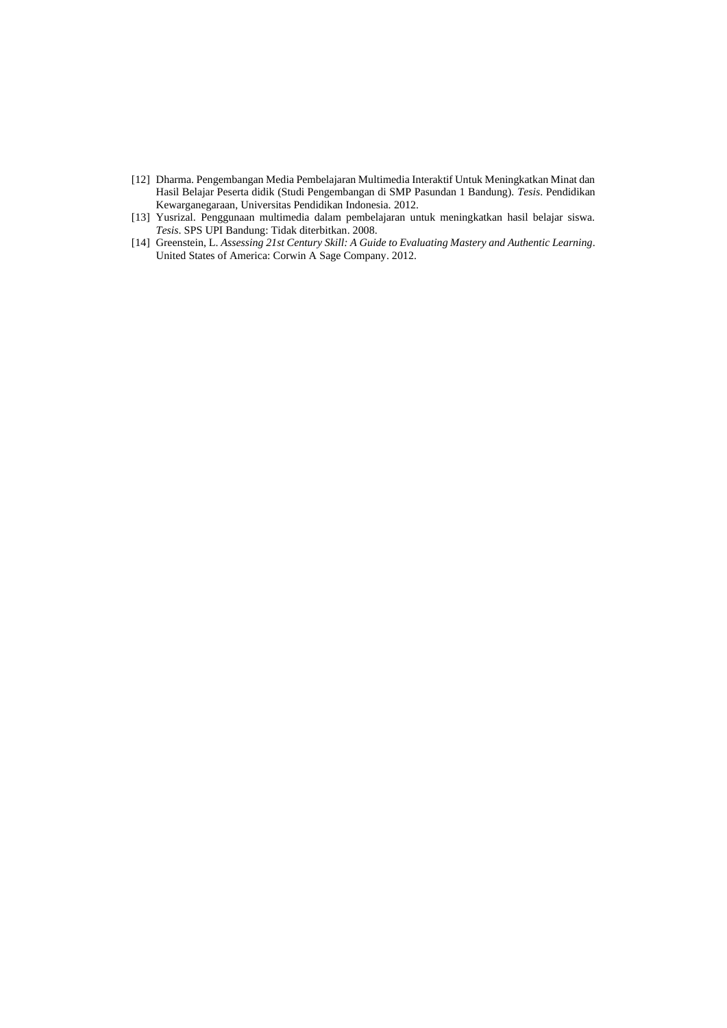[12] Dharma. Pengembangan Media Pembelajaran Multimedia Interaktif Untuk Meningkatkan Minat dan Hasil Belajar Peserta didik (Studi Pengembangan di SMP Pasundan 1 Bandung). *Tesis*. Pendidikan Kewarganegaraan, Universitas Pendidikan Indonesia. 2012.

[13] Yusrizal. Penggunaan multimedia dalam pembelajaran untuk meningkatkan hasil belajar siswa. *Tesis*. SPS UPI Bandung: Tidak diterbitkan. 2008.

[14] Greenstein, L. *Assessing 21st Century Skill: A Guide to Evaluating Mastery and Authentic Learning*. United States of America: Corwin A Sage Company. 2012.